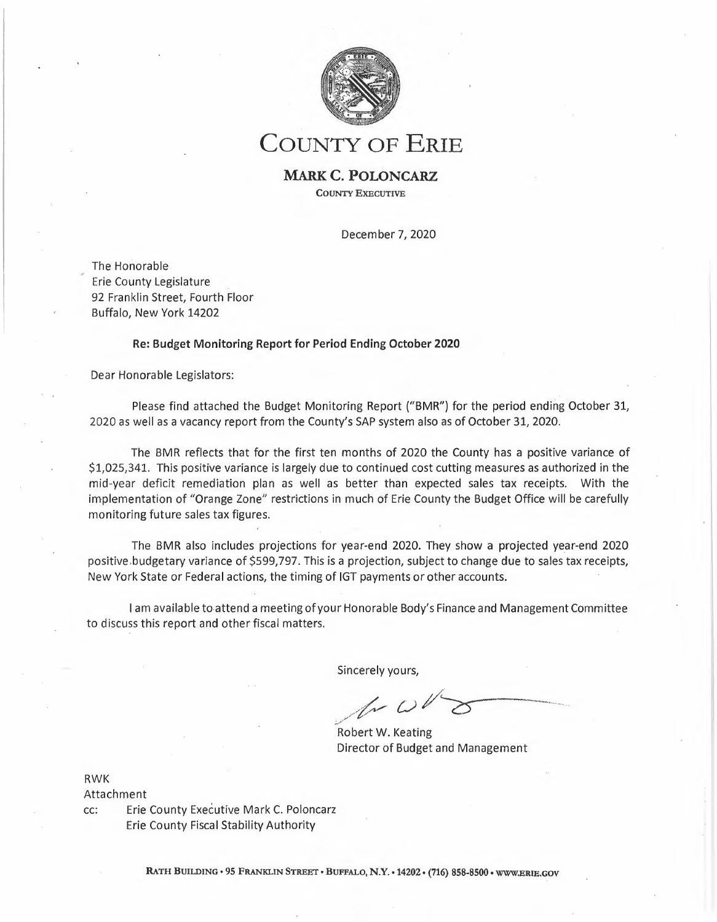# COUNTY OF ERIE

**MARK C. POLONCARZ**

COUNTY EXECUTIVE

December 7, 2020

The Honorable
Erie County Legislature
92 Franklin Street, Fourth Floor
Buffalo, New York 14202

**Re: Budget Monitoring Report for Period Ending October 2020**

Dear Honorable Legislators:

Please find attached the Budget Monitoring Report ("BMR") for the period ending October 31, 2020 as well as a vacancy report from the County's SAP system also as of October 31, 2020.

The BMR reflects that for the first ten months of 2020 the County has a positive variance of $1,025,341. This positive variance is largely due to continued cost cutting measures as authorized in the mid-year deficit remediation plan as well as better than expected sales tax receipts. With the implementation of "Orange Zone" restrictions in much of Erie County the Budget Office will be carefully monitoring future sales tax figures.

The BMR also includes projections for year-end 2020. They show a projected year-end 2020 positive budgetary variance of $599,797. This is a projection, subject to change due to sales tax receipts, New York State or Federal actions, the timing of IGT payments or other accounts.

I am available to attend a meeting of your Honorable Body's Finance and Management Committee to discuss this report and other fiscal matters.

Sincerely yours,

Robert W. Keating
Director of Budget and Management

RWK
Attachment
cc: Erie County Executive Mark C. Poloncarz
Erie County Fiscal Stability Authority

RATH BUILDING • 95 FRANKLIN STREET • BUFFALO, N.Y. • 14202 • (716) 858-8500 • WWW.ERIE.GOV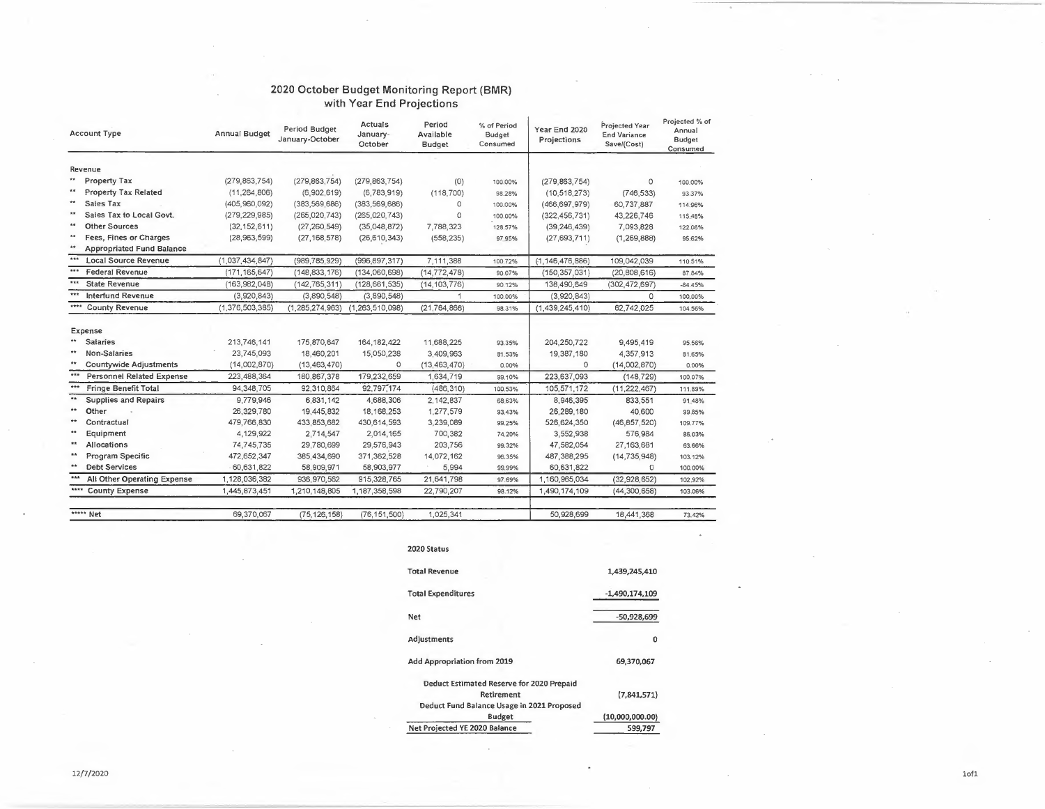# 2020 October Budget Monitoring Report (BMR) with Year End Projections

| Account Type | Annual Budget | Period Budget January-October | Actuals January-October | Period Available Budget | % of Period Budget Consumed | Year End 2020 Projections | Projected Year End Variance Save/(Cost) | Projected % of Annual Budget Consumed |
|---|---|---|---|---|---|---|---|---|
| **Revenue** | | | | | | | | |
| ** Property Tax | (279,863,754) | (279,863,754) | (279,863,754) | (0) | 100.00% | (279,863,754) | 0 | 100.00% |
| ** Property Tax Related | (11,264,806) | (6,902,619) | (6,783,919) | (118,700) | 98.28% | (10,518,273) | (746,533) | 93.37% |
| ** Sales Tax | (405,960,092) | (383,569,686) | (383,569,686) | 0 | 100.00% | (466,697,979) | 60,737,887 | 114.96% |
| ** Sales Tax to Local Govt. | (279,229,985) | (265,020,743) | (265,020,743) | 0 | 100.00% | (322,456,731) | 43,226,746 | 115.48% |
| ** Other Sources | (32,152,611) | (27,260,549) | (35,048,872) | 7,788,323 | 128.57% | (39,246,439) | 7,093,828 | 122.06% |
| ** Fees, Fines or Charges | (28,963,599) | (27,168,578) | (26,610,343) | (558,235) | 97.95% | (27,693,711) | (1,269,888) | 95.62% |
| ** Appropriated Fund Balance | | | | | | | | |
| *** Local Source Revenue | (1,037,434,847) | (989,785,929) | (996,897,317) | 7,111,388 | 100.72% | (1,146,476,886) | 109,042,039 | 110.51% |
| *** Federal Revenue | (171,165,647) | (148,833,176) | (134,060,698) | (14,772,478) | 90.07% | (150,357,031) | (20,808,616) | 87.84% |
| *** State Revenue | (163,982,048) | (142,765,311) | (128,661,535) | (14,103,776) | 90.12% | 138,490,649 | (302,472,697) | -84.45% |
| *** Interfund Revenue | (3,920,843) | (3,890,548) | (3,890,548) | 1 | 100.00% | (3,920,843) | 0 | 100.00% |
| **** County Revenue | (1,376,503,385) | (1,285,274,963) | (1,263,510,098) | (21,764,866) | 98.31% | (1,439,245,410) | 62,742,025 | 104.56% |
| **Expense** | | | | | | | | |
| ** Salaries | 213,746,141 | 175,870,647 | 164,182,422 | 11,688,225 | 93.35% | 204,250,722 | 9,495,419 | 95.56% |
| ** Non-Salaries | 23,745,093 | 18,460,201 | 15,050,238 | 3,409,963 | 81.53% | 19,387,180 | 4,357,913 | 81.65% |
| ** Countywide Adjustments | (14,002,870) | (13,463,470) | 0 | (13,463,470) | 0.00% | 0 | (14,002,870) | 0.00% |
| *** Personnel Related Expense | 223,488,364 | 180,867,378 | 179,232,659 | 1,634,719 | 99.10% | 223,637,093 | (148,729) | 100.07% |
| *** Fringe Benefit Total | 94,348,705 | 92,310,864 | 92,797,174 | (486,310) | 100.53% | 105,571,172 | (11,222,467) | 111.89% |
| ** Supplies and Repairs | 9,779,946 | 6,831,142 | 4,688,306 | 2,142,837 | 68.63% | 8,946,395 | 833,551 | 91.48% |
| ** Other | 26,329,780 | 19,445,832 | 18,168,253 | 1,277,579 | 93.43% | 26,289,180 | 40,600 | 99.85% |
| ** Contractual | 479,766,830 | 433,853,682 | 430,614,593 | 3,239,089 | 99.25% | 526,624,350 | (46,857,520) | 109.77% |
| ** Equipment | 4,129,922 | 2,714,547 | 2,014,165 | 700,382 | 74.20% | 3,552,938 | 576,984 | 86.03% |
| ** Allocations | 74,745,735 | 29,780,699 | 29,576,943 | 203,756 | 99.32% | 47,582,054 | 27,163,681 | 63.66% |
| ** Program Specific | 472,652,347 | 385,434,690 | 371,362,528 | 14,072,162 | 96.35% | 487,388,295 | (14,735,948) | 103.12% |
| ** Debt Services | 60,631,822 | 58,909,971 | 58,903,977 | 5,994 | 99.99% | 60,631,822 | 0 | 100.00% |
| *** All Other Operating Expense | 1,128,036,382 | 936,970,562 | 915,328,765 | 21,641,798 | 97.69% | 1,160,965,034 | (32,928,652) | 102.92% |
| **** County Expense | 1,445,873,451 | 1,210,148,805 | 1,187,358,598 | 22,790,207 | 98.12% | 1,490,174,109 | (44,300,658) | 103.06% |
| ***** Net | 69,370,067 | (75,126,158) | (76,151,500) | 1,025,341 | | 50,928,699 | 18,441,368 | 73.42% |

**2020 Status**

| | |
|---|---|
| Total Revenue | 1,439,245,410 |
| Total Expenditures | -1,490,174,109 |
| Net | -50,928,699 |
| Adjustments | 0 |
| Add Appropriation from 2019 | 69,370,067 |
| Deduct Estimated Reserve for 2020 Prepaid Retirement | (7,841,571) |
| Deduct Fund Balance Usage in 2021 Proposed Budget | (10,000,000.00) |
| Net Projected YE 2020 Balance | 599,797 |

12/7/2020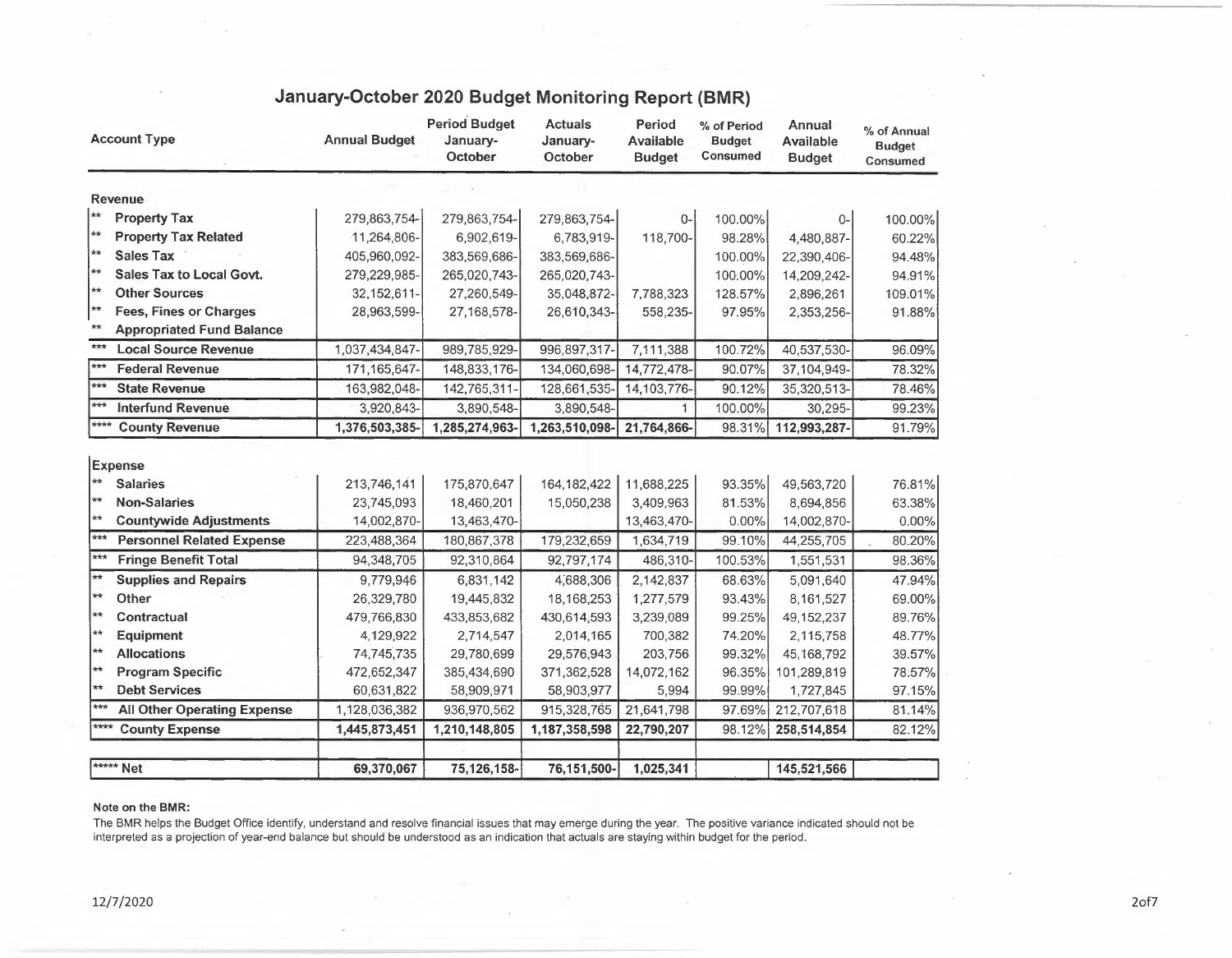# January-October 2020 Budget Monitoring Report (BMR)

| Account Type | Annual Budget | Period Budget January-October | Actuals January-October | Period Available Budget | % of Period Budget Consumed | Annual Available Budget | % of Annual Budget Consumed |
|---|---|---|---|---|---|---|---|
| **Revenue** | | | | | | | |
| ** **Property Tax** | 279,863,754- | 279,863,754- | 279,863,754- | 0- | 100.00% | 0- | 100.00% |
| ** **Property Tax Related** | 11,264,806- | 6,902,619- | 6,783,919- | 118,700- | 98.28% | 4,480,887- | 60.22% |
| ** **Sales Tax** | 405,960,092- | 383,569,686- | 383,569,686- | | 100.00% | 22,390,406- | 94.48% |
| ** **Sales Tax to Local Govt.** | 279,229,985- | 265,020,743- | 265,020,743- | | 100.00% | 14,209,242- | 94.91% |
| ** **Other Sources** | 32,152,611- | 27,260,549- | 35,048,872- | 7,788,323 | 128.57% | 2,896,261 | 109.01% |
| ** **Fees, Fines or Charges** | 28,963,599- | 27,168,578- | 26,610,343- | 558,235- | 97.95% | 2,353,256- | 91.88% |
| ** **Appropriated Fund Balance** | | | | | | | |
| *** **Local Source Revenue** | 1,037,434,847- | 989,785,929- | 996,897,317- | 7,111,388 | 100.72% | 40,537,530- | 96.09% |
| *** **Federal Revenue** | 171,165,647- | 148,833,176- | 134,060,698- | 14,772,478- | 90.07% | 37,104,949- | 78.32% |
| *** **State Revenue** | 163,982,048- | 142,765,311- | 128,661,535- | 14,103,776- | 90.12% | 35,320,513- | 78.46% |
| *** **Interfund Revenue** | 3,920,843- | 3,890,548- | 3,890,548- | 1 | 100.00% | 30,295- | 99.23% |
| **** **County Revenue** | **1,376,503,385-** | **1,285,274,963-** | **1,263,510,098-** | **21,764,866-** | 98.31% | **112,993,287-** | 91.79% |
| **Expense** | | | | | | | |
| ** **Salaries** | 213,746,141 | 175,870,647 | 164,182,422 | 11,688,225 | 93.35% | 49,563,720 | 76.81% |
| ** **Non-Salaries** | 23,745,093 | 18,460,201 | 15,050,238 | 3,409,963 | 81.53% | 8,694,856 | 63.38% |
| ** **Countywide Adjustments** | 14,002,870- | 13,463,470- | | 13,463,470- | 0.00% | 14,002,870- | 0.00% |
| *** **Personnel Related Expense** | 223,488,364 | 180,867,378 | 179,232,659 | 1,634,719 | 99.10% | 44,255,705 | 80.20% |
| *** **Fringe Benefit Total** | 94,348,705 | 92,310,864 | 92,797,174 | 486,310- | 100.53% | 1,551,531 | 98.36% |
| ** **Supplies and Repairs** | 9,779,946 | 6,831,142 | 4,688,306 | 2,142,837 | 68.63% | 5,091,640 | 47.94% |
| ** **Other** | 26,329,780 | 19,445,832 | 18,168,253 | 1,277,579 | 93.43% | 8,161,527 | 69.00% |
| ** **Contractual** | 479,766,830 | 433,853,682 | 430,614,593 | 3,239,089 | 99.25% | 49,152,237 | 89.76% |
| ** **Equipment** | 4,129,922 | 2,714,547 | 2,014,165 | 700,382 | 74.20% | 2,115,758 | 48.77% |
| ** **Allocations** | 74,745,735 | 29,780,699 | 29,576,943 | 203,756 | 99.32% | 45,168,792 | 39.57% |
| ** **Program Specific** | 472,652,347 | 385,434,690 | 371,362,528 | 14,072,162 | 96.35% | 101,289,819 | 78.57% |
| ** **Debt Services** | 60,631,822 | 58,909,971 | 58,903,977 | 5,994 | 99.99% | 1,727,845 | 97.15% |
| *** **All Other Operating Expense** | 1,128,036,382 | 936,970,562 | 915,328,765 | 21,641,798 | 97.69% | 212,707,618 | 81.14% |
| **** **County Expense** | **1,445,873,451** | **1,210,148,805** | **1,187,358,598** | **22,790,207** | 98.12% | **258,514,854** | 82.12% |
| ***** **Net** | **69,370,067** | **75,126,158-** | **76,151,500-** | **1,025,341** | | **145,521,566** | |

**Note on the BMR:**

The BMR helps the Budget Office identify, understand and resolve financial issues that may emerge during the year. The positive variance indicated should not be interpreted as a projection of year-end balance but should be understood as an indication that actuals are staying within budget for the period.

12/7/2020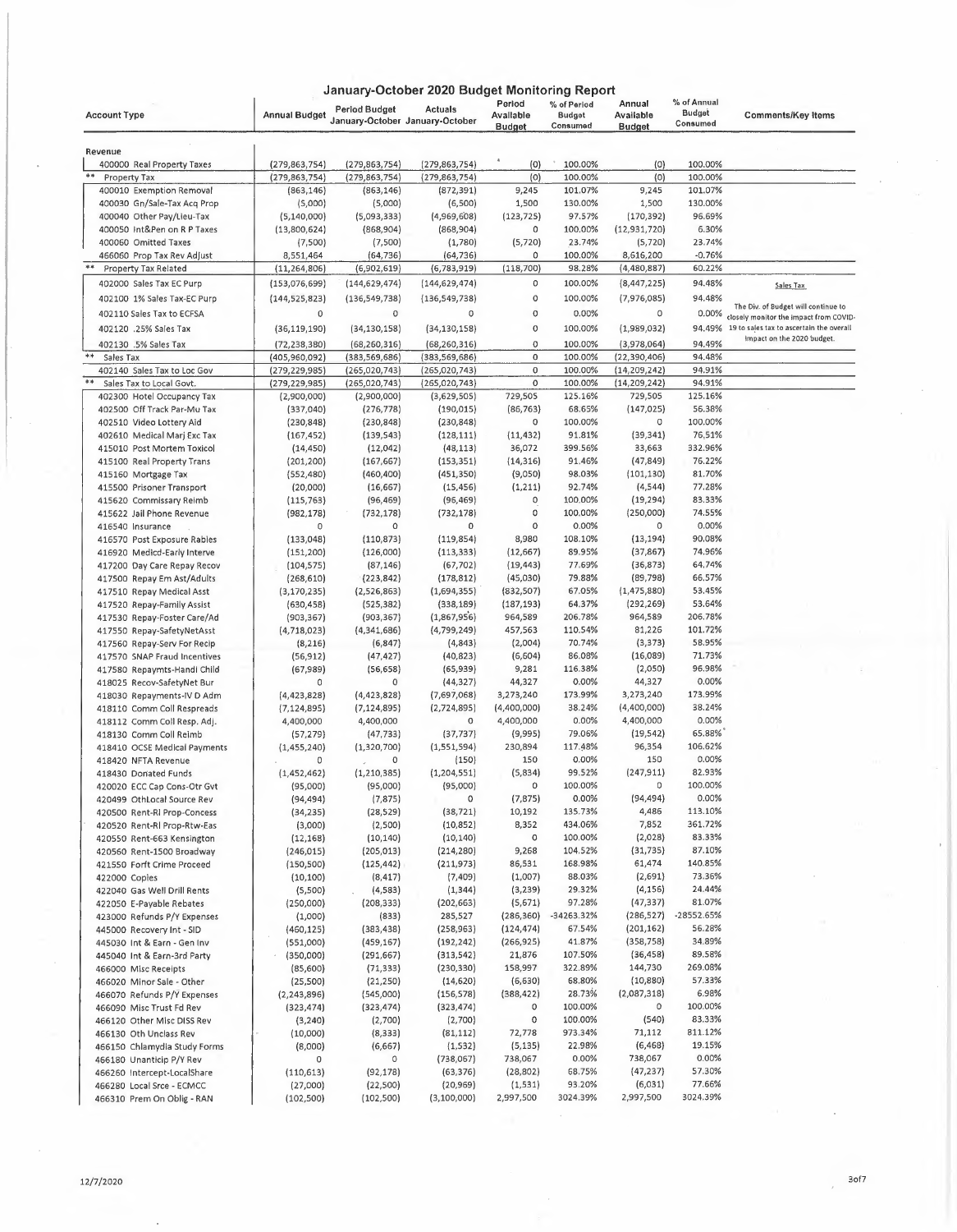# January-October 2020 Budget Monitoring Report

| Account Type | Annual Budget | Period Budget January-October | Actuals January-October | Period Available Budget | % of Period Budget Consumed | Annual Available Budget | % of Annual Budget Consumed | Comments/Key Items |
|---|---|---|---|---|---|---|---|---|
| **Revenue** | | | | | | | | |
| 400000 Real Property Taxes | (279,863,754) | (279,863,754) | (279,863,754) | (0) | 100.00% | (0) | 100.00% | |
| ** Property Tax | (279,863,754) | (279,863,754) | (279,863,754) | (0) | 100.00% | (0) | 100.00% | |
| 400010 Exemption Removal | (863,146) | (863,146) | (872,391) | 9,245 | 101.07% | 9,245 | 101.07% | |
| 400030 Gn/Sale-Tax Acq Prop | (5,000) | (5,000) | (6,500) | 1,500 | 130.00% | 1,500 | 130.00% | |
| 400040 Other Pay/Lieu-Tax | (5,140,000) | (5,093,333) | (4,969,608) | (123,725) | 97.57% | (170,392) | 96.69% | |
| 400050 Int&Pen on R P Taxes | (13,800,624) | (868,904) | (868,904) | 0 | 100.00% | (12,931,720) | 6.30% | |
| 400060 Omitted Taxes | (7,500) | (7,500) | (1,780) | (5,720) | 23.74% | (5,720) | 23.74% | |
| 466060 Prop Tax Rev Adjust | 8,551,464 | (64,736) | (64,736) | 0 | 100.00% | 8,616,200 | -0.76% | |
| ** Property Tax Related | (11,264,806) | (6,902,619) | (6,783,919) | (118,700) | 98.28% | (4,480,887) | 60.22% | |
| 402000 Sales Tax EC Purp | (153,076,699) | (144,629,474) | (144,629,474) | 0 | 100.00% | (8,447,225) | 94.48% | Sales Tax |
| 402100 1% Sales Tax-EC Purp | (144,525,823) | (136,549,738) | (136,549,738) | 0 | 100.00% | (7,976,085) | 94.48% | |
| 402110 Sales Tax to ECFSA | 0 | 0 | 0 | 0 | 0.00% | 0 | 0.00% | The Div. of Budget will continue to closely monitor the impact from COVID-19 to sales tax to ascertain the overall impact on the 2020 budget. |
| 402120 .25% Sales Tax | (36,119,190) | (34,130,158) | (34,130,158) | 0 | 100.00% | (1,989,032) | 94.49% | |
| 402130 .5% Sales Tax | (72,238,380) | (68,260,316) | (68,260,316) | 0 | 100.00% | (3,978,064) | 94.49% | |
| ** Sales Tax | (405,960,092) | (383,569,686) | (383,569,686) | 0 | 100.00% | (22,390,406) | 94.48% | |
| 402140 Sales Tax to Loc Gov | (279,229,985) | (265,020,743) | (265,020,743) | 0 | 100.00% | (14,209,242) | 94.91% | |
| ** Sales Tax to Local Govt. | (279,229,985) | (265,020,743) | (265,020,743) | 0 | 100.00% | (14,209,242) | 94.91% | |
| 402300 Hotel Occupancy Tax | (2,900,000) | (2,900,000) | (3,629,505) | 729,505 | 125.16% | 729,505 | 125.16% | |
| 402500 Off Track Par-Mu Tax | (337,040) | (276,778) | (190,015) | (86,763) | 68.65% | (147,025) | 56.38% | |
| 402510 Video Lottery Aid | (230,848) | (230,848) | (230,848) | 0 | 100.00% | 0 | 100.00% | |
| 402610 Medical Marj Exc Tax | (167,452) | (139,543) | (128,111) | (11,432) | 91.81% | (39,341) | 76.51% | |
| 415010 Post Mortem Toxicol | (14,450) | (12,042) | (48,113) | 36,072 | 399.56% | 33,663 | 332.96% | |
| 415100 Real Property Trans | (201,200) | (167,667) | (153,351) | (14,316) | 91.46% | (47,849) | 76.22% | |
| 415160 Mortgage Tax | (552,480) | (460,400) | (451,350) | (9,050) | 98.03% | (101,130) | 81.70% | |
| 415500 Prisoner Transport | (20,000) | (16,667) | (15,456) | (1,211) | 92.74% | (4,544) | 77.28% | |
| 415620 Commissary Reimb | (115,763) | (96,469) | (96,469) | 0 | 100.00% | (19,294) | 83.33% | |
| 415622 Jail Phone Revenue | (982,178) | (732,178) | (732,178) | 0 | 100.00% | (250,000) | 74.55% | |
| 416540 Insurance | 0 | 0 | 0 | 0 | 0.00% | 0 | 0.00% | |
| 416570 Post Exposure Rabies | (133,048) | (110,873) | (119,854) | 8,980 | 108.10% | (13,194) | 90.08% | |
| 416920 Medicd-Early Interve | (151,200) | (126,000) | (113,333) | (12,667) | 89.95% | (37,867) | 74.96% | |
| 417200 Day Care Repay Recov | (104,575) | (87,146) | (67,702) | (19,443) | 77.69% | (36,873) | 64.74% | |
| 417500 Repay Em Ast/Adults | (268,610) | (223,842) | (178,812) | (45,030) | 79.88% | (89,798) | 66.57% | |
| 417510 Repay Medical Asst | (3,170,235) | (2,526,863) | (1,694,355) | (832,507) | 67.05% | (1,475,880) | 53.45% | |
| 417520 Repay-Family Assist | (630,458) | (525,382) | (338,189) | (187,193) | 64.37% | (292,269) | 53.64% | |
| 417530 Repay-Foster Care/Ad | (903,367) | (903,367) | (1,867,956) | 964,589 | 206.78% | 964,589 | 206.78% | |
| 417550 Repay-SafetyNetAsst | (4,718,023) | (4,341,686) | (4,799,249) | 457,563 | 110.54% | 81,226 | 101.72% | |
| 417560 Repay-Serv For Recip | (8,216) | (6,847) | (4,843) | (2,004) | 70.74% | (3,373) | 58.95% | |
| 417570 SNAP Fraud Incentives | (56,912) | (47,427) | (40,823) | (6,604) | 86.08% | (16,089) | 71.73% | |
| 417580 Repaymts-Handi Child | (67,989) | (56,658) | (65,939) | 9,281 | 116.38% | (2,050) | 96.98% | |
| 418025 Recov-SafetyNet Bur | 0 | 0 | (44,327) | 44,327 | 0.00% | 44,327 | 0.00% | |
| 418030 Repayments-IV D Adm | (4,423,828) | (4,423,828) | (7,697,068) | 3,273,240 | 173.99% | 3,273,240 | 173.99% | |
| 418110 Comm Coll Respreads | (7,124,895) | (7,124,895) | (2,724,895) | (4,400,000) | 38.24% | (4,400,000) | 38.24% | |
| 418112 Comm Coll Resp. Adj. | 4,400,000 | 4,400,000 | 0 | 4,400,000 | 0.00% | 4,400,000 | 0.00% | |
| 418130 Comm Coll Reimb | (57,279) | (47,733) | (37,737) | (9,995) | 79.06% | (19,542) | 65.88% | |
| 418410 OCSE Medical Payments | (1,455,240) | (1,320,700) | (1,551,594) | 230,894 | 117.48% | 96,354 | 106.62% | |
| 418420 NFTA Revenue | 0 | 0 | (150) | 150 | 0.00% | 150 | 0.00% | |
| 418430 Donated Funds | (1,452,462) | (1,210,385) | (1,204,551) | (5,834) | 99.52% | (247,911) | 82.93% | |
| 420020 ECC Cap Cons-Otr Gvt | (95,000) | (95,000) | (95,000) | 0 | 100.00% | 0 | 100.00% | |
| 420499 OthLocal Source Rev | (94,494) | (7,875) | 0 | (7,875) | 0.00% | (94,494) | 0.00% | |
| 420500 Rent-Rl Prop-Concess | (34,235) | (28,529) | (38,721) | 10,192 | 135.73% | 4,486 | 113.10% | |
| 420520 Rent-Rl Prop-Rtw-Eas | (3,000) | (2,500) | (10,852) | 8,352 | 434.06% | 7,852 | 361.72% | |
| 420550 Rent-663 Kensington | (12,168) | (10,140) | (10,140) | 0 | 100.00% | (2,028) | 83.33% | |
| 420560 Rent-1500 Broadway | (246,015) | (205,013) | (214,280) | 9,268 | 104.52% | (31,735) | 87.10% | |
| 421550 Forft Crime Proceed | (150,500) | (125,442) | (211,973) | 86,531 | 168.98% | 61,474 | 140.85% | |
| 422000 Copies | (10,100) | (8,417) | (7,409) | (1,007) | 88.03% | (2,691) | 73.36% | |
| 422040 Gas Well Drill Rents | (5,500) | (4,583) | (1,344) | (3,239) | 29.32% | (4,156) | 24.44% | |
| 422050 E-Payable Rebates | (250,000) | (208,333) | (202,663) | (5,671) | 97.28% | (47,337) | 81.07% | |
| 423000 Refunds P/Y Expenses | (1,000) | (833) | 285,527 | (286,360) | -34263.32% | (286,527) | -28552.65% | |
| 445000 Recovery Int - SID | (460,125) | (383,438) | (258,963) | (124,474) | 67.54% | (201,162) | 56.28% | |
| 445030 Int & Earn - Gen Inv | (551,000) | (459,167) | (192,242) | (266,925) | 41.87% | (358,758) | 34.89% | |
| 445040 Int & Earn-3rd Party | (350,000) | (291,667) | (313,542) | 21,876 | 107.50% | (36,458) | 89.58% | |
| 466000 Misc Receipts | (85,600) | (71,333) | (230,330) | 158,997 | 322.89% | 144,730 | 269.08% | |
| 466020 Minor Sale - Other | (25,500) | (21,250) | (14,620) | (6,630) | 68.80% | (10,880) | 57.33% | |
| 466070 Refunds P/Y Expenses | (2,243,896) | (545,000) | (156,578) | (388,422) | 28.73% | (2,087,318) | 6.98% | |
| 466090 Misc Trust Fd Rev | (323,474) | (323,474) | (323,474) | 0 | 100.00% | 0 | 100.00% | |
| 466120 Other Misc DISS Rev | (3,240) | (2,700) | (2,700) | 0 | 100.00% | (540) | 83.33% | |
| 466130 Oth Unclass Rev | (10,000) | (8,333) | (81,112) | 72,778 | 973.34% | 71,112 | 811.12% | |
| 466150 Chlamydia Study Forms | (8,000) | (6,667) | (1,532) | (5,135) | 22.98% | (6,468) | 19.15% | |
| 466180 Unanticip P/Y Rev | 0 | 0 | (738,067) | 738,067 | 0.00% | 738,067 | 0.00% | |
| 466260 Intercept-LocalShare | (110,613) | (92,178) | (63,376) | (28,802) | 68.75% | (47,237) | 57.30% | |
| 466280 Local Srce - ECMCC | (27,000) | (22,500) | (20,969) | (1,531) | 93.20% | (6,031) | 77.66% | |
| 466310 Prem On Oblig - RAN | (102,500) | (102,500) | (3,100,000) | 2,997,500 | 3024.39% | 2,997,500 | 3024.39% | |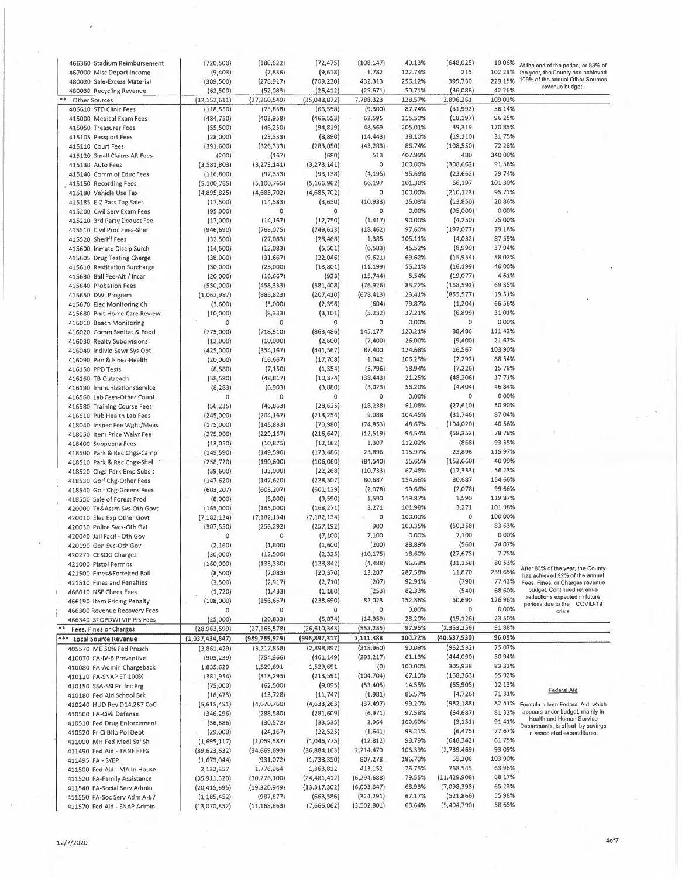| Account | Col 1 | Col 2 | Col 3 | Col 4 | Col 5 | Col 6 | Col 7 | Notes |
|---|---|---|---|---|---|---|---|---|
| 466360 Stadium Reimbursement | (720,500) | (180,622) | (72,475) | (108,147) | 40.13% | (648,025) | 10.06% | At the end of the period, or 83% of the year, the County has achieved 109% of the annual Other Sources revenue budget. |
| 467000 Misc Depart Income | (9,403) | (7,836) | (9,618) | 1,782 | 122.74% | 215 | 102.29% | |
| 480020 Sale-Excess Material | (309,500) | (276,917) | (709,230) | 432,313 | 256.12% | 399,730 | 229.15% | |
| 480030 Recycling Revenue | (62,500) | (52,083) | (26,412) | (25,671) | 50.71% | (36,088) | 42.26% | |
| ** Other Sources | (32,152,611) | (27,260,549) | (35,048,872) | 7,788,323 | 128.57% | 2,896,261 | 109.01% | |
| 406610 STD Clinic Fees | (118,550) | (75,858) | (66,558) | (9,300) | 87.74% | (51,992) | 56.14% | |
| 415000 Medical Exam Fees | (484,750) | (403,958) | (466,553) | 62,595 | 115.50% | (18,197) | 96.25% | |
| 415050 Treasurer Fees | (55,500) | (46,250) | (94,819) | 48,569 | 205.01% | 39,319 | 170.85% | |
| 415105 Passport Fees | (28,000) | (23,333) | (8,890) | (14,443) | 38.10% | (19,110) | 31.75% | |
| 415110 Court Fees | (391,600) | (326,333) | (283,050) | (43,283) | 86.74% | (108,550) | 72.28% | |
| 415120 Small Claims AR Fees | (200) | (167) | (680) | 513 | 407.99% | 480 | 340.00% | |
| 415130 Auto Fees | (3,581,803) | (3,273,141) | (3,273,141) | 0 | 100.00% | (308,662) | 91.38% | |
| 415140 Comm of Educ Fees | (116,800) | (97,333) | (93,138) | (4,195) | 95.69% | (23,662) | 79.74% | |
| 415150 Recording Fees | (5,100,765) | (5,100,765) | (5,166,962) | 66,197 | 101.30% | 66,197 | 101.30% | |
| 415180 Vehicle Use Tax | (4,895,825) | (4,685,702) | (4,685,702) | 0 | 100.00% | (210,123) | 95.71% | |
| 415185 E-Z Pass Tag Sales | (17,500) | (14,583) | (3,650) | (10,933) | 25.03% | (13,850) | 20.86% | |
| 415200 Civil Serv Exam Fees | (95,000) | 0 | 0 | 0 | 0.00% | (95,000) | 0.00% | |
| 415210 3rd Party Deduct Fee | (17,000) | (14,167) | (12,750) | (1,417) | 90.00% | (4,250) | 75.00% | |
| 415510 Civil Proc Fees-Sher | (946,690) | (768,075) | (749,613) | (18,462) | 97.60% | (197,077) | 79.18% | |
| 415520 Sheriff Fees | (32,500) | (27,083) | (28,468) | 1,385 | 105.11% | (4,032) | 87.59% | |
| 415600 Inmate Discip Surch | (14,500) | (12,083) | (5,501) | (6,583) | 45.52% | (8,999) | 37.94% | |
| 415605 Drug Testing Charge | (38,000) | (31,667) | (22,046) | (9,621) | 69.62% | (15,954) | 58.02% | |
| 415610 Restitution Surcharge | (30,000) | (25,000) | (13,801) | (11,199) | 55.21% | (16,199) | 46.00% | |
| 415630 Bail Fee-Alt / Incar | (20,000) | (16,667) | (923) | (15,744) | 5.54% | (19,077) | 4.61% | |
| 415640 Probation Fees | (550,000) | (458,333) | (381,408) | (76,926) | 83.22% | (168,592) | 69.35% | |
| 415650 DWI Program | (1,062,987) | (885,823) | (207,410) | (678,413) | 23.41% | (855,577) | 19.51% | |
| 415670 Elec Monitoring Ch | (3,600) | (3,000) | (2,396) | (604) | 79.87% | (1,204) | 66.56% | |
| 415680 Pmt-Home Care Review | (10,000) | (8,333) | (3,101) | (5,232) | 37.21% | (6,899) | 31.01% | |
| 416010 Beach Monitoring | 0 | 0 | 0 | 0 | 0.00% | 0 | 0.00% | |
| 416020 Comm Sanitat & Food | (775,000) | (718,310) | (863,486) | 145,177 | 120.21% | 88,486 | 111.42% | |
| 416030 Realty Subdivisions | (12,000) | (10,000) | (2,600) | (7,400) | 26.00% | (9,400) | 21.67% | |
| 416040 Individ Sewr Sys Opt | (425,000) | (354,167) | (441,567) | 87,400 | 124.68% | 16,567 | 103.90% | |
| 416090 Pen & Fines-Health | (20,000) | (16,667) | (17,708) | 1,042 | 106.25% | (2,292) | 88.54% | |
| 416150 PPD Tests | (8,580) | (7,150) | (1,354) | (5,796) | 18.94% | (7,226) | 15.78% | |
| 416160 TB Outreach | (58,580) | (48,817) | (10,374) | (38,443) | 21.25% | (48,206) | 17.71% | |
| 416190 ImmunizationsService | (8,283) | (6,903) | (3,880) | (3,023) | 56.20% | (4,404) | 46.84% | |
| 416560 Lab Fees-Other Count | 0 | 0 | 0 | 0 | 0.00% | 0 | 0.00% | |
| 416580 Training Course Fees | (56,235) | (46,863) | (28,625) | (18,238) | 61.08% | (27,610) | 50.90% | |
| 416610 Pub Health Lab Fees | (245,000) | (204,167) | (213,254) | 9,088 | 104.45% | (31,746) | 87.04% | |
| 418040 Inspec Fee Wght/Meas | (175,000) | (145,833) | (70,980) | (74,853) | 48.67% | (104,020) | 40.56% | |
| 418050 Item Price Waivr Fee | (275,000) | (229,167) | (216,647) | (12,519) | 94.54% | (58,353) | 78.78% | |
| 418400 Subpoena Fees | (13,050) | (10,875) | (12,182) | 1,307 | 112.02% | (868) | 93.35% | |
| 418500 Park & Rec Chgs-Camp | (149,590) | (149,590) | (173,486) | 23,896 | 115.97% | 23,896 | 115.97% | |
| 418510 Park & Rec Chgs-Shel | (258,720) | (190,600) | (106,060) | (84,540) | 55.65% | (152,660) | 40.99% | |
| 418520 Chgs-Park Emp Subsis | (39,600) | (33,000) | (22,268) | (10,733) | 67.48% | (17,333) | 56.23% | |
| 418530 Golf Chg-Other Fees | (147,620) | (147,620) | (228,307) | 80,687 | 154.66% | 80,687 | 154.66% | |
| 418540 Golf Chg-Greens Fees | (603,207) | (603,207) | (601,129) | (2,078) | 99.66% | (2,078) | 99.66% | |
| 418550 Sale of Forest Prod | (8,000) | (8,000) | (9,590) | 1,590 | 119.87% | 1,590 | 119.87% | |
| 420000 Tx&Assm Svs-Oth Govt | (165,000) | (165,000) | (168,271) | 3,271 | 101.98% | 3,271 | 101.98% | |
| 420010 Elec Exp Other Govt | (7,182,134) | (7,182,134) | (7,182,134) | 0 | 100.00% | 0 | 100.00% | |
| 420030 Police Svcs-Oth Gvt | (307,550) | (256,292) | (257,192) | 900 | 100.35% | (50,358) | 83.63% | |
| 420040 Jail Facil - Oth Gov | 0 | 0 | (7,100) | 7,100 | 0.00% | 7,100 | 0.00% | |
| 420190 Gen Svc-Oth Gov | (2,160) | (1,800) | (1,600) | (200) | 88.89% | (560) | 74.07% | |
| 420271 CESQG Charges | (30,000) | (12,500) | (2,325) | (10,175) | 18.60% | (27,675) | 7.75% | |
| 421000 Pistol Permits | (160,000) | (133,330) | (128,842) | (4,488) | 96.63% | (31,158) | 80.53% | After 83% of the year, the County has achieved 92% of the annual Fees, Fines, or Charges revenue budget. Continued revenue reductions expected in future periods due to the COVID-19 crisis |
| 421500 Fines&Forfeited Bail | (8,500) | (7,083) | (20,370) | 13,287 | 287.58% | 11,870 | 239.65% | |
| 421510 Fines and Penalties | (3,500) | (2,917) | (2,710) | (207) | 92.91% | (790) | 77.43% | |
| 466010 NSF Check Fees | (1,720) | (1,433) | (1,180) | (253) | 82.33% | (540) | 68.60% | |
| 466190 Item Pricing Penalty | (188,000) | (156,667) | (238,690) | 82,023 | 152.36% | 50,690 | 126.96% | |
| 466300 Revenue Recovery Fees | 0 | 0 | 0 | 0 | 0.00% | 0 | 0.00% | |
| 466340 STOPDWI VIP Prs Fees | (25,000) | (20,833) | (5,874) | (14,959) | 28.20% | (19,126) | 23.50% | |
| ** Fees, Fines or Charges | (28,963,599) | (27,168,578) | (26,610,343) | (558,235) | 97.95% | (2,353,256) | 91.88% | |
| *** Local Source Revenue | (1,037,434,847) | (989,785,929) | (996,897,317) | 7,111,388 | 100.72% | (40,537,530) | 96.09% | |
| 405570 ME 50% Fed Presch | (3,861,429) | (3,217,858) | (2,898,897) | (318,960) | 90.09% | (962,532) | 75.07% | **Federal Aid** Formula-driven Federal Aid which appears under budget, mainly in Health and Human Service Departments, is offset by savings in associated expenditures. |
| 410070 FA-IV-B Preventive | (905,239) | (754,366) | (461,149) | (293,217) | 61.13% | (444,090) | 50.94% | |
| 410080 FA-Admin Chargeback | 1,835,629 | 1,529,691 | 1,529,691 | (0) | 100.00% | 305,938 | 83.33% | |
| 410120 FA-SNAP ET 100% | (381,954) | (318,295) | (213,591) | (104,704) | 67.10% | (168,363) | 55.92% | |
| 410150 SSA-SSI Pri Inc Prg | (75,000) | (62,500) | (9,095) | (53,405) | 14.55% | (65,905) | 12.13% | |
| 410180 Fed Aid School Brk | (16,473) | (13,728) | (11,747) | (1,981) | 85.57% | (4,726) | 71.31% | |
| 410240 HUD Rev D14.267 CoC | (5,615,451) | (4,670,760) | (4,633,263) | (37,497) | 99.20% | (982,188) | 82.51% | |
| 410500 FA-Civil Defense | (346,296) | (288,580) | (281,609) | (6,971) | 97.58% | (64,687) | 81.32% | |
| 410510 Fed Drug Enforcement | (36,686) | (30,572) | (33,535) | 2,964 | 109.69% | (3,151) | 91.41% | |
| 410520 Fr Cl Bflo Pol Dept | (29,000) | (24,167) | (22,525) | (1,641) | 93.21% | (6,475) | 77.67% | |
| 411000 MH Fed Medi Sal Sh | (1,695,117) | (1,059,587) | (1,046,775) | (12,812) | 98.79% | (648,342) | 61.75% | |
| 411490 Fed Aid - TANF FFFS | (39,623,632) | (34,669,693) | (36,884,163) | 2,214,470 | 106.39% | (2,739,469) | 93.09% | |
| 411495 FA - SYEP | (1,673,044) | (931,072) | (1,738,350) | 807,278 | 186.70% | 65,306 | 103.90% | |
| 411500 Fed Aid - MA In House | 2,132,357 | 1,776,964 | 1,363,812 | 413,152 | 76.75% | 768,545 | 63.96% | |
| 411520 FA-Family Assistance | (35,911,320) | (30,776,100) | (24,481,412) | (6,294,688) | 79.55% | (11,429,908) | 68.17% | |
| 411540 FA-Social Serv Admin | (20,415,695) | (19,320,949) | (13,317,302) | (6,003,647) | 68.93% | (7,098,393) | 65.23% | |
| 411550 FA-Soc Serv Adm A-87 | (1,185,452) | (987,877) | (663,586) | (324,291) | 67.17% | (521,866) | 55.98% | |
| 411570 Fed Aid - SNAP Admin | (13,070,852) | (11,168,863) | (7,666,062) | (3,502,801) | 68.64% | (5,404,790) | 58.65% | |

12/7/2020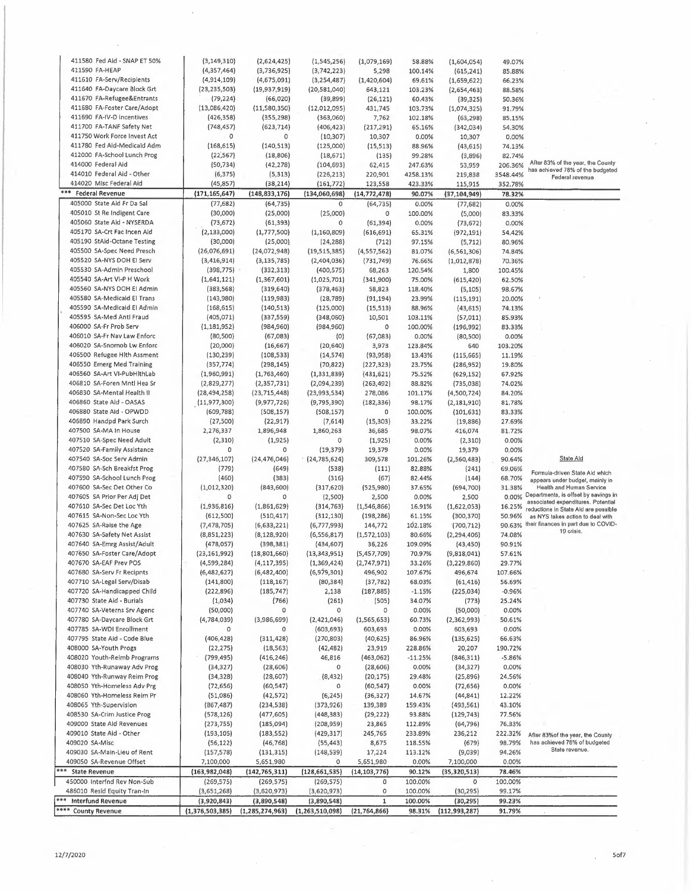| | | | | | | | | |
|---|---|---|---|---|---|---|---|---|
| 411580 Fed Aid - SNAP ET 50% | (3,149,310) | (2,624,425) | (1,545,256) | (1,079,169) | 58.88% | (1,604,054) | 49.07% | |
| 411590 FA-HEAP | (4,357,464) | (3,736,925) | (3,742,223) | 5,298 | 100.14% | (615,241) | 85.88% | |
| 411610 FA-Serv/Recipients | (4,914,109) | (4,675,091) | (3,254,487) | (1,420,604) | 69.61% | (1,659,622) | 66.23% | |
| 411640 FA-Daycare Block Grt | (23,235,503) | (19,937,919) | (20,581,040) | 643,121 | 103.23% | (2,654,463) | 88.58% | |
| 411670 FA-Refugee&Entrants | (79,224) | (66,020) | (39,899) | (26,121) | 60.43% | (39,325) | 50.36% | |
| 411680 FA-Foster Care/Adopt | (13,086,420) | (11,580,350) | (12,012,095) | 431,745 | 103.73% | (1,074,325) | 91.79% | |
| 411690 FA-IV-D Incentives | (426,358) | (355,298) | (363,060) | 7,762 | 102.18% | (63,298) | 85.15% | |
| 411700 FA-TANF Safety Net | (748,457) | (623,714) | (406,423) | (217,291) | 65.16% | (342,034) | 54.30% | |
| 411750 Work Force Invest Act | 0 | 0 | (10,307) | 10,307 | 0.00% | 10,307 | 0.00% | |
| 411780 Fed Aid-Medicaid Adm | (168,615) | (140,513) | (125,000) | (15,513) | 88.96% | (43,615) | 74.13% | |
| 412000 FA-School Lunch Prog | (22,567) | (18,806) | (18,671) | (135) | 99.28% | (3,896) | 82.74% | |
| 414000 Federal Aid | (50,734) | (42,278) | (104,693) | 62,415 | 247.63% | 53,959 | 206.36% | After 83% of the year, the County has achieved 78% of the budgeted Federal revenue |
| 414010 Federal Aid - Other | (6,375) | (5,313) | (226,213) | 220,901 | 4258.13% | 219,838 | 3548.44% | |
| 414020 Misc Federal Aid | (45,857) | (38,214) | (161,772) | 123,558 | 423.33% | 115,915 | 352.78% | |
| *** Federal Revenue | (171,165,647) | (148,833,176) | (134,060,698) | (14,772,478) | 90.07% | (37,104,949) | 78.32% | |
| 405000 State Aid Fr Da Sal | (77,682) | (64,735) | 0 | (64,735) | 0.00% | (77,682) | 0.00% | |
| 405010 St Re Indigent Care | (30,000) | (25,000) | (25,000) | 0 | 100.00% | (5,000) | 83.33% | |
| 405060 State Aid - NYSERDA | (73,672) | (61,393) | 0 | (61,394) | 0.00% | (73,672) | 0.00% | |
| 405170 SA-Crt Fac Incen Aid | (2,133,000) | (1,777,500) | (1,160,809) | (616,691) | 65.31% | (972,191) | 54.42% | |
| 405190 StAid-Octane Testing | (30,000) | (25,000) | (24,288) | (712) | 97.15% | (5,712) | 80.96% | |
| 405500 SA-Spec Need Presch | (26,076,691) | (24,072,948) | (19,515,385) | (4,557,562) | 81.07% | (6,561,306) | 74.84% | |
| 405520 SA-NYS DOH EI Serv | (3,416,914) | (3,135,785) | (2,404,036) | (731,749) | 76.66% | (1,012,878) | 70.36% | |
| 405530 SA-Admin Preschool | (398,775) | (332,313) | (400,575) | 68,263 | 120.54% | 1,800 | 100.45% | |
| 405540 SA-Art VI-P H Work | (1,641,121) | (1,367,601) | (1,025,701) | (341,900) | 75.00% | (615,420) | 62.50% | |
| 405560 SA-NYS DOH EI Admin | (383,568) | (319,640) | (378,463) | 58,823 | 118.40% | (5,105) | 98.67% | |
| 405580 SA-Medicaid EI Trans | (143,980) | (119,983) | (28,789) | (91,194) | 23.99% | (115,191) | 20.00% | |
| 405590 SA-Medicaid EI Admin | (168,615) | (140,513) | (125,000) | (15,513) | 88.96% | (43,615) | 74.13% | |
| 405595 SA-Med Anti Fraud | (405,071) | (337,559) | (348,060) | 10,501 | 103.11% | (57,011) | 85.93% | |
| 406000 SA-Fr Prob Serv | (1,181,952) | (984,960) | (984,960) | 0 | 100.00% | (196,992) | 83.33% | |
| 406010 SA-Fr Nav Law Enforc | (80,500) | (67,083) | (0) | (67,083) | 0.00% | (80,500) | 0.00% | |
| 406020 SA-Snomob Lw Enforc | (20,000) | (16,667) | (20,640) | 3,973 | 123.84% | 640 | 103.20% | |
| 406500 Refugee Hlth Assment | (130,239) | (108,533) | (14,574) | (93,958) | 13.43% | (115,665) | 11.19% | |
| 406550 Emerg Med Training | (357,774) | (298,145) | (70,822) | (227,323) | 23.75% | (286,952) | 19.80% | |
| 406560 SA-Art VI-PubHlthLab | (1,960,991) | (1,763,460) | (1,331,839) | (431,621) | 75.52% | (629,152) | 67.92% | |
| 406810 SA-Foren Mntl Hea Sr | (2,829,277) | (2,357,731) | (2,094,239) | (263,492) | 88.82% | (735,038) | 74.02% | |
| 406830 SA-Mental Health II | (28,494,258) | (23,715,448) | (23,993,534) | 278,086 | 101.17% | (4,500,724) | 84.20% | |
| 406860 State Aid - OASAS | (11,977,300) | (9,977,726) | (9,795,390) | (182,336) | 98.17% | (2,181,910) | 81.78% | |
| 406880 State Aid - OPWDD | (609,788) | (508,157) | (508,157) | 0 | 100.00% | (101,631) | 83.33% | |
| 406890 Handpd Park Surch | (27,500) | (22,917) | (7,614) | (15,303) | 33.22% | (19,886) | 27.69% | |
| 407500 SA-MA In House | 2,276,337 | 1,896,948 | 1,860,263 | 36,685 | 98.07% | 416,074 | 81.72% | |
| 407510 SA-Spec Need Adult | (2,310) | (1,925) | 0 | (1,925) | 0.00% | (2,310) | 0.00% | |
| 407520 SA-Family Assistance | 0 | 0 | (19,379) | 19,379 | 0.00% | 19,379 | 0.00% | |
| 407540 SA-Soc Serv Admin | (27,346,107) | (24,476,046) | (24,785,624) | 309,578 | 101.26% | (2,560,483) | 90.64% | State Aid |
| 407580 SA-Sch Breakfst Prog | (779) | (649) | (538) | (111) | 82.88% | (241) | 69.06% | Formula-driven State Aid which appears under budget, mainly in Health and Human Service Departments, is offset by savings in associated expenditures. Potential reductions in State Aid are possible as NYS takes action to deal with their finances in part due to COVID-19 crisis. |
| 407590 SA-School Lunch Prog | (460) | (383) | (316) | (67) | 82.44% | (144) | 68.70% | |
| 407600 SA-Sec Det Other Co | (1,012,320) | (843,600) | (317,620) | (525,980) | 37.65% | (694,700) | 31.38% | |
| 407605 SA Prior Per Adj Det | 0 | 0 | (2,500) | 2,500 | 0.00% | 2,500 | 0.00% | |
| 407610 SA-Sec Det Loc Yth | (1,936,816) | (1,861,629) | (314,763) | (1,546,866) | 16.91% | (1,622,053) | 16.25% | |
| 407615 SA-Non-Sec Loc Yth | (612,500) | (510,417) | (312,130) | (198,286) | 61.15% | (300,370) | 50.96% | |
| 407625 SA-Raise the Age | (7,478,705) | (6,633,221) | (6,777,993) | 144,772 | 102.18% | (700,712) | 90.63% | |
| 407630 SA-Safety Net Assist | (8,851,223) | (8,128,920) | (6,556,817) | (1,572,103) | 80.66% | (2,294,406) | 74.08% | |
| 407640 SA-Emrg Assist/Adult | (478,057) | (398,381) | (434,607) | 36,226 | 109.09% | (43,450) | 90.91% | |
| 407650 SA-Foster Care/Adopt | (23,161,992) | (18,801,660) | (13,343,951) | (5,457,709) | 70.97% | (9,818,041) | 57.61% | |
| 407670 SA-EAF Prev POS | (4,599,284) | (4,117,395) | (1,369,424) | (2,747,971) | 33.26% | (3,229,860) | 29.77% | |
| 407680 SA-Serv Fr Recipnts | (6,482,627) | (6,482,400) | (6,979,301) | 496,902 | 107.67% | 496,674 | 107.66% | |
| 407710 SA-Legal Serv/Disab | (141,800) | (118,167) | (80,384) | (37,782) | 68.03% | (61,416) | 56.69% | |
| 407720 SA-Handicapped Child | (222,896) | (185,747) | 2,138 | (187,885) | -1.15% | (225,034) | -0.96% | |
| 407730 State Aid - Burials | (1,034) | (766) | (261) | (505) | 34.07% | (773) | 25.24% | |
| 407740 SA-Veterns Srv Agenc | (50,000) | 0 | 0 | 0 | 0.00% | (50,000) | 0.00% | |
| 407780 SA-Daycare Block Grt | (4,784,039) | (3,986,699) | (2,421,046) | (1,565,653) | 60.73% | (2,362,993) | 50.61% | |
| 407785 SA-WDI Enrollment | 0 | 0 | (603,693) | 603,693 | 0.00% | 603,693 | 0.00% | |
| 407795 State Aid - Code Blue | (406,428) | (311,428) | (270,803) | (40,625) | 86.96% | (135,625) | 66.63% | |
| 408000 SA-Youth Progs | (22,275) | (18,563) | (42,482) | 23,919 | 228.86% | 20,207 | 190.72% | |
| 408020 Youth-Reimb Programs | (799,495) | (416,246) | 46,816 | (463,062) | -11.25% | (846,311) | -5.86% | |
| 408030 Yth-Runaway Adv Prog | (34,327) | (28,606) | 0 | (28,606) | 0.00% | (34,327) | 0.00% | |
| 408040 Yth-Runway Reim Prog | (34,328) | (28,607) | (8,432) | (20,175) | 29.48% | (25,896) | 24.56% | |
| 408050 Yth-Homeless Adv Prg | (72,656) | (60,547) | 0 | (60,547) | 0.00% | (72,656) | 0.00% | |
| 408060 Yth-Homeless Reim Pr | (51,086) | (42,572) | (6,245) | (36,327) | 14.67% | (44,841) | 12.22% | |
| 408065 Yth-Supervision | (867,487) | (234,538) | (373,926) | 139,389 | 159.43% | (493,561) | 43.10% | |
| 408530 SA-Crim Justice Prog | (578,126) | (477,605) | (448,383) | (29,222) | 93.88% | (129,743) | 77.56% | |
| 409000 State Aid Revenues | (273,755) | (185,094) | (208,959) | 23,865 | 112.89% | (64,796) | 76.33% | |
| 409010 State Aid - Other | (193,105) | (183,552) | (429,317) | 245,765 | 233.89% | 236,212 | 222.32% | After 83% of the year, the County has achieved 78% of budgeted State revenue. |
| 409020 SA-Misc | (56,122) | (46,768) | (55,443) | 8,675 | 118.55% | (679) | 98.79% | |
| 409030 SA-Main-Lieu of Rent | (157,578) | (131,315) | (148,539) | 17,224 | 113.12% | (9,039) | 94.26% | |
| 409050 SA-Revenue Offset | 7,100,000 | 5,651,980 | 0 | 5,651,980 | 0.00% | 7,100,000 | 0.00% | |
| *** State Revenue | (163,982,048) | (142,765,311) | (128,661,535) | (14,103,776) | 90.12% | (35,320,513) | 78.46% | |
| 450000 Interfnd Rev Non-Sub | (269,575) | (269,575) | (269,575) | 0 | 100.00% | 0 | 100.00% | |
| 486010 Resid Equity Tran-In | (3,651,268) | (3,620,973) | (3,620,973) | 0 | 100.00% | (30,295) | 99.17% | |
| *** Interfund Revenue | (3,920,843) | (3,890,548) | (3,890,548) | 1 | 100.00% | (30,295) | 99.23% | |
| **** County Revenue | (1,376,503,385) | (1,285,274,963) | (1,263,510,098) | (21,764,866) | 98.31% | (112,993,287) | 91.79% | |

12/7/2020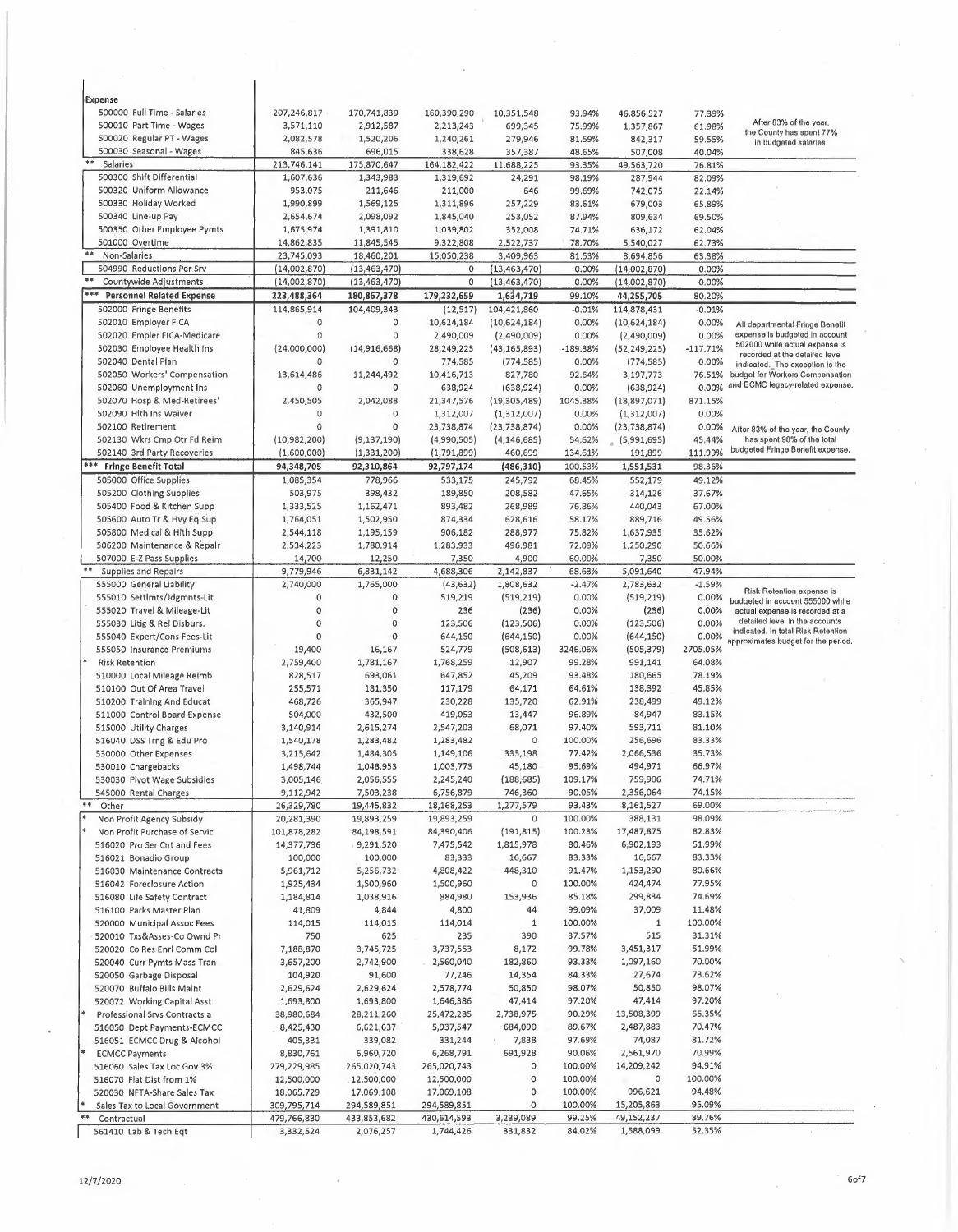| Expense | | | | | | | | |
|---|---|---|---|---|---|---|---|---|
| 500000 Full Time - Salaries | 207,246,817 | 170,741,839 | 160,390,290 | 10,351,548 | 93.94% | 46,856,527 | 77.39% | After 83% of the year, the County has spent 77% in budgeted salaries. |
| 500010 Part Time - Wages | 3,571,110 | 2,912,587 | 2,213,243 | 699,345 | 75.99% | 1,357,867 | 61.98% | |
| 500020 Regular PT - Wages | 2,082,578 | 1,520,206 | 1,240,261 | 279,946 | 81.59% | 842,317 | 59.55% | |
| 500030 Seasonal - Wages | 845,636 | 696,015 | 338,628 | 357,387 | 48.65% | 507,008 | 40.04% | |
| ** Salaries | 213,746,141 | 175,870,647 | 164,182,422 | 11,688,225 | 93.35% | 49,563,720 | 76.81% | |
| 500300 Shift Differential | 1,607,636 | 1,343,983 | 1,319,692 | 24,291 | 98.19% | 287,944 | 82.09% | |
| 500320 Uniform Allowance | 953,075 | 211,646 | 211,000 | 646 | 99.69% | 742,075 | 22.14% | |
| 500330 Holiday Worked | 1,990,899 | 1,569,125 | 1,311,896 | 257,229 | 83.61% | 679,003 | 65.89% | |
| 500340 Line-up Pay | 2,654,674 | 2,098,092 | 1,845,040 | 253,052 | 87.94% | 809,634 | 69.50% | |
| 500350 Other Employee Pymts | 1,675,974 | 1,391,810 | 1,039,802 | 352,008 | 74.71% | 636,172 | 62.04% | |
| 501000 Overtime | 14,862,835 | 11,845,545 | 9,322,808 | 2,522,737 | 78.70% | 5,540,027 | 62.73% | |
| ** Non-Salaries | 23,745,093 | 18,460,201 | 15,050,238 | 3,409,963 | 81.53% | 8,694,856 | 63.38% | |
| 504990 Reductions Per Srv | (14,002,870) | (13,463,470) | 0 | (13,463,470) | 0.00% | (14,002,870) | 0.00% | |
| ** Countywide Adjustments | (14,002,870) | (13,463,470) | 0 | (13,463,470) | 0.00% | (14,002,870) | 0.00% | |
| *** Personnel Related Expense | 223,488,364 | 180,867,378 | 179,232,659 | 1,634,719 | 99.10% | 44,255,705 | 80.20% | |
| 502000 Fringe Benefits | 114,865,914 | 104,409,343 | (12,517) | 104,421,860 | -0.01% | 114,878,431 | -0.01% | All departmental Fringe Benefit expense is budgeted in account 502000 while actual expense is recorded at the detailed level indicated. The exception is the budget for Workers Compensation and ECMC legacy-related expense. |
| 502010 Employer FICA | 0 | 0 | 10,624,184 | (10,624,184) | 0.00% | (10,624,184) | 0.00% | |
| 502020 Empler FICA-Medicare | 0 | 0 | 2,490,009 | (2,490,009) | 0.00% | (2,490,009) | 0.00% | |
| 502030 Employee Health Ins | (24,000,000) | (14,916,668) | 28,249,225 | (43,165,893) | -189.38% | (52,249,225) | -117.71% | |
| 502040 Dental Plan | 0 | 0 | 774,585 | (774,585) | 0.00% | (774,585) | 0.00% | |
| 502050 Workers' Compensation | 13,614,486 | 11,244,492 | 10,416,713 | 827,780 | 92.64% | 3,197,773 | 76.51% | |
| 502060 Unemployment Ins | 0 | 0 | 638,924 | (638,924) | 0.00% | (638,924) | 0.00% | |
| 502070 Hosp & Med-Retirees' | 2,450,505 | 2,042,088 | 21,347,576 | (19,305,489) | 1045.38% | (18,897,071) | 871.15% | |
| 502090 Hlth Ins Waiver | 0 | 0 | 1,312,007 | (1,312,007) | 0.00% | (1,312,007) | 0.00% | |
| 502100 Retirement | 0 | 0 | 23,738,874 | (23,738,874) | 0.00% | (23,738,874) | 0.00% | After 83% of the year, the County has spent 98% of the total budgeted Fringe Benefit expense. |
| 502130 Wkrs Cmp Otr Fd Reim | (10,982,200) | (9,137,190) | (4,990,505) | (4,146,685) | 54.62% | (5,991,695) | 45.44% | |
| 502140 3rd Party Recoveries | (1,600,000) | (1,331,200) | (1,791,899) | 460,699 | 134.61% | 191,899 | 111.99% | |
| *** Fringe Benefit Total | 94,348,705 | 92,310,864 | 92,797,174 | (486,310) | 100.53% | 1,551,531 | 98.36% | |
| 505000 Office Supplies | 1,085,354 | 778,966 | 533,175 | 245,792 | 68.45% | 552,179 | 49.12% | |
| 505200 Clothing Supplies | 503,975 | 398,432 | 189,850 | 208,582 | 47.65% | 314,126 | 37.67% | |
| 505400 Food & Kitchen Supp | 1,333,525 | 1,162,471 | 893,482 | 268,989 | 76.86% | 440,043 | 67.00% | |
| 505600 Auto Tr & Hvy Eq Sup | 1,764,051 | 1,502,950 | 874,334 | 628,616 | 58.17% | 889,716 | 49.56% | |
| 505800 Medical & Hlth Supp | 2,544,118 | 1,195,159 | 906,182 | 288,977 | 75.82% | 1,637,935 | 35.62% | |
| 506200 Maintenance & Repair | 2,534,223 | 1,780,914 | 1,283,933 | 496,981 | 72.09% | 1,250,290 | 50.66% | |
| 507000 E-Z Pass Supplies | 14,700 | 12,250 | 7,350 | 4,900 | 60.00% | 7,350 | 50.00% | |
| ** Supplies and Repairs | 9,779,946 | 6,831,142 | 4,688,306 | 2,142,837 | 68.63% | 5,091,640 | 47.94% | |
| 555000 General Liability | 2,740,000 | 1,765,000 | (43,632) | 1,808,632 | -2.47% | 2,783,632 | -1.59% | Risk Retention expense is budgeted in account 555000 while actual expense is recorded at a detailed level in the accounts indicated. In total Risk Retention approximates budget for the period. |
| 555010 Settlmts/Jdgmnts-Lit | 0 | 0 | 519,219 | (519,219) | 0.00% | (519,219) | 0.00% | |
| 555020 Travel & Mileage-Lit | 0 | 0 | 236 | (236) | 0.00% | (236) | 0.00% | |
| 555030 Litig & Rel Disburs. | 0 | 0 | 123,506 | (123,506) | 0.00% | (123,506) | 0.00% | |
| 555040 Expert/Cons Fees-Lit | 0 | 0 | 644,150 | (644,150) | 0.00% | (644,150) | 0.00% | |
| 555050 Insurance Premiums | 19,400 | 16,167 | 524,779 | (508,613) | 3246.06% | (505,379) | 2705.05% | |
| * Risk Retention | 2,759,400 | 1,781,167 | 1,768,259 | 12,907 | 99.28% | 991,141 | 64.08% | |
| 510000 Local Mileage Reimb | 828,517 | 693,061 | 647,852 | 45,209 | 93.48% | 180,665 | 78.19% | |
| 510100 Out Of Area Travel | 255,571 | 181,350 | 117,179 | 64,171 | 64.61% | 138,392 | 45.85% | |
| 510200 Training And Educat | 468,726 | 365,947 | 230,228 | 135,720 | 62.91% | 238,499 | 49.12% | |
| 511000 Control Board Expense | 504,000 | 432,500 | 419,053 | 13,447 | 96.89% | 84,947 | 83.15% | |
| 515000 Utility Charges | 3,140,914 | 2,615,274 | 2,547,203 | 68,071 | 97.40% | 593,711 | 81.10% | |
| 516040 DSS Trng & Edu Pro | 1,540,178 | 1,283,482 | 1,283,482 | 0 | 100.00% | 256,696 | 83.33% | |
| 530000 Other Expenses | 3,215,642 | 1,484,305 | 1,149,106 | 335,198 | 77.42% | 2,066,536 | 35.73% | |
| 530010 Chargebacks | 1,498,744 | 1,048,953 | 1,003,773 | 45,180 | 95.69% | 494,971 | 66.97% | |
| 530030 Pivot Wage Subsidies | 3,005,146 | 2,056,555 | 2,245,240 | (188,685) | 109.17% | 759,906 | 74.71% | |
| 545000 Rental Charges | 9,112,942 | 7,503,238 | 6,756,879 | 746,360 | 90.05% | 2,356,064 | 74.15% | |
| ** Other | 26,329,780 | 19,445,832 | 18,168,253 | 1,277,579 | 93.43% | 8,161,527 | 69.00% | |
| * Non Profit Agency Subsidy | 20,281,390 | 19,893,259 | 19,893,259 | 0 | 100.00% | 388,131 | 98.09% | |
| * Non Profit Purchase of Servic | 101,878,282 | 84,198,591 | 84,390,406 | (191,815) | 100.23% | 17,487,875 | 82.83% | |
| 516020 Pro Ser Cnt and Fees | 14,377,736 | 9,291,520 | 7,475,542 | 1,815,978 | 80.46% | 6,902,193 | 51.99% | |
| 516021 Bonadio Group | 100,000 | 100,000 | 83,333 | 16,667 | 83.33% | 16,667 | 83.33% | |
| 516030 Maintenance Contracts | 5,961,712 | 5,256,732 | 4,808,422 | 448,310 | 91.47% | 1,153,290 | 80.66% | |
| 516042 Foreclosure Action | 1,925,434 | 1,500,960 | 1,500,960 | 0 | 100.00% | 424,474 | 77.95% | |
| 516080 Life Safety Contract | 1,184,814 | 1,038,916 | 884,980 | 153,936 | 85.18% | 299,834 | 74.69% | |
| 516100 Parks Master Plan | 41,809 | 4,844 | 4,800 | 44 | 99.09% | 37,009 | 11.48% | |
| 520000 Municipal Assoc Fees | 114,015 | 114,015 | 114,014 | 1 | 100.00% | 1 | 100.00% | |
| 520010 Txs&Asses-Co Ownd Pr | 750 | 625 | 235 | 390 | 37.57% | 515 | 31.31% | |
| 520020 Co Res Enrl Comm Col | 7,188,870 | 3,745,725 | 3,737,553 | 8,172 | 99.78% | 3,451,317 | 51.99% | |
| 520040 Curr Pymts Mass Tran | 3,657,200 | 2,742,900 | 2,560,040 | 182,860 | 93.33% | 1,097,160 | 70.00% | |
| 520050 Garbage Disposal | 104,920 | 91,600 | 77,246 | 14,354 | 84.33% | 27,674 | 73.62% | |
| 520070 Buffalo Bills Maint | 2,629,624 | 2,629,624 | 2,578,774 | 50,850 | 98.07% | 50,850 | 98.07% | |
| 520072 Working Capital Asst | 1,693,800 | 1,693,800 | 1,646,386 | 47,414 | 97.20% | 47,414 | 97.20% | |
| * Professional Srvs Contracts a | 38,980,684 | 28,211,260 | 25,472,285 | 2,738,975 | 90.29% | 13,508,399 | 65.35% | |
| 516050 Dept Payments-ECMCC | 8,425,430 | 6,621,637 | 5,937,547 | 684,090 | 89.67% | 2,487,883 | 70.47% | |
| 516051 ECMCC Drug & Alcohol | 405,331 | 339,082 | 331,244 | 7,838 | 97.69% | 74,087 | 81.72% | |
| * ECMCC Payments | 8,830,761 | 6,960,720 | 6,268,791 | 691,928 | 90.06% | 2,561,970 | 70.99% | |
| 516060 Sales Tax Loc Gov 3% | 279,229,985 | 265,020,743 | 265,020,743 | 0 | 100.00% | 14,209,242 | 94.91% | |
| 516070 Flat Dist from 1% | 12,500,000 | 12,500,000 | 12,500,000 | 0 | 100.00% | 0 | 100.00% | |
| 520030 NFTA-Share Sales Tax | 18,065,729 | 17,069,108 | 17,069,108 | 0 | 100.00% | 996,621 | 94.48% | |
| * Sales Tax to Local Government | 309,795,714 | 294,589,851 | 294,589,851 | 0 | 100.00% | 15,205,863 | 95.09% | |
| ** Contractual | 479,766,830 | 433,853,682 | 430,614,593 | 3,239,089 | 99.25% | 49,152,237 | 89.76% | |
| 561410 Lab & Tech Eqt | 3,332,524 | 2,076,257 | 1,744,426 | 331,832 | 84.02% | 1,588,099 | 52.35% | |

12/7/2020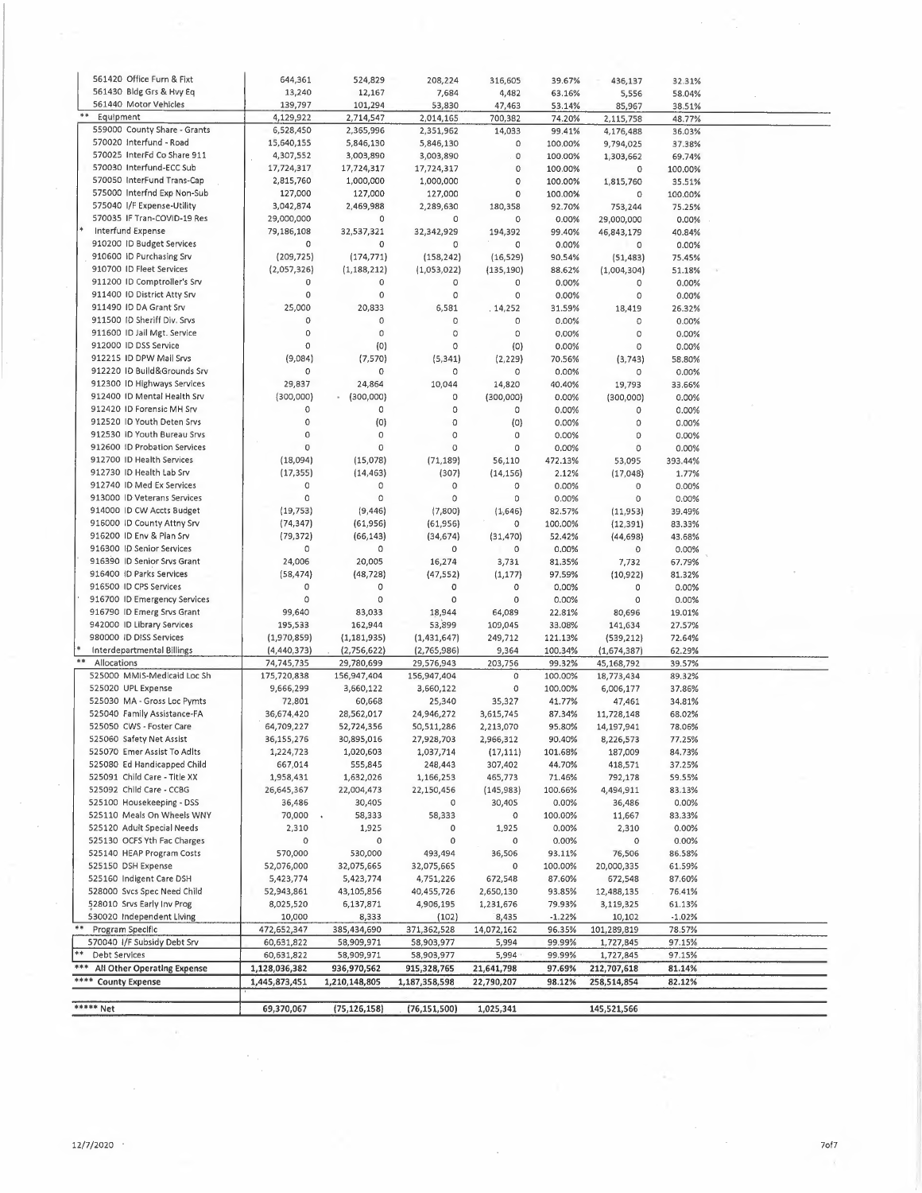| | | | | | | | |
|---|---|---|---|---|---|---|---|
| 561420 Office Furn & Fixt | 644,361 | 524,829 | 208,224 | 316,605 | 39.67% | 436,137 | 32.31% |
| 561430 Bldg Grs & Hvy Eq | 13,240 | 12,167 | 7,684 | 4,482 | 63.16% | 5,556 | 58.04% |
| 561440 Motor Vehicles | 139,797 | 101,294 | 53,830 | 47,463 | 53.14% | 85,967 | 38.51% |
| ** Equipment | 4,129,922 | 2,714,547 | 2,014,165 | 700,382 | 74.20% | 2,115,758 | 48.77% |
| 559000 County Share - Grants | 6,528,450 | 2,365,996 | 2,351,962 | 14,033 | 99.41% | 4,176,488 | 36.03% |
| 570020 Interfund - Road | 15,640,155 | 5,846,130 | 5,846,130 | 0 | 100.00% | 9,794,025 | 37.38% |
| 570025 InterFd Co Share 911 | 4,307,552 | 3,003,890 | 3,003,890 | 0 | 100.00% | 1,303,662 | 69.74% |
| 570030 Interfund-ECC Sub | 17,724,317 | 17,724,317 | 17,724,317 | 0 | 100.00% | 0 | 100.00% |
| 570050 InterFund Trans-Cap | 2,815,760 | 1,000,000 | 1,000,000 | 0 | 100.00% | 1,815,760 | 35.51% |
| 575000 Interfnd Exp Non-Sub | 127,000 | 127,000 | 127,000 | 0 | 100.00% | 0 | 100.00% |
| 575040 I/F Expense-Utility | 3,042,874 | 2,469,988 | 2,289,630 | 180,358 | 92.70% | 753,244 | 75.25% |
| 570035 IF Tran-COVID-19 Res | 29,000,000 | 0 | 0 | 0 | 0.00% | 29,000,000 | 0.00% |
| * Interfund Expense | 79,186,108 | 32,537,321 | 32,342,929 | 194,392 | 99.40% | 46,843,179 | 40.84% |
| 910200 ID Budget Services | 0 | 0 | 0 | 0 | 0.00% | 0 | 0.00% |
| 910600 ID Purchasing Srv | (209,725) | (174,771) | (158,242) | (16,529) | 90.54% | (51,483) | 75.45% |
| 910700 ID Fleet Services | (2,057,326) | (1,188,212) | (1,053,022) | (135,190) | 88.62% | (1,004,304) | 51.18% |
| 911200 ID Comptroller's Srv | 0 | 0 | 0 | 0 | 0.00% | 0 | 0.00% |
| 911400 ID District Atty Srv | 0 | 0 | 0 | 0 | 0.00% | 0 | 0.00% |
| 911490 ID DA Grant Srv | 25,000 | 20,833 | 6,581 | 14,252 | 31.59% | 18,419 | 26.32% |
| 911500 ID Sheriff Div. Srvs | 0 | 0 | 0 | 0 | 0.00% | 0 | 0.00% |
| 911600 ID Jail Mgt. Service | 0 | 0 | 0 | 0 | 0.00% | 0 | 0.00% |
| 912000 ID DSS Service | 0 | (0) | 0 | (0) | 0.00% | 0 | 0.00% |
| 912215 ID DPW Mail Srvs | (9,084) | (7,570) | (5,341) | (2,229) | 70.56% | (3,743) | 58.80% |
| 912220 ID Build&Grounds Srv | 0 | 0 | 0 | 0 | 0.00% | 0 | 0.00% |
| 912300 ID Highways Services | 29,837 | 24,864 | 10,044 | 14,820 | 40.40% | 19,793 | 33.66% |
| 912400 ID Mental Health Srv | (300,000) | (300,000) | 0 | (300,000) | 0.00% | (300,000) | 0.00% |
| 912420 ID Forensic MH Srv | 0 | 0 | 0 | 0 | 0.00% | 0 | 0.00% |
| 912520 ID Youth Deten Srvs | 0 | (0) | 0 | (0) | 0.00% | 0 | 0.00% |
| 912530 ID Youth Bureau Srvs | 0 | 0 | 0 | 0 | 0.00% | 0 | 0.00% |
| 912600 ID Probation Services | 0 | 0 | 0 | 0 | 0.00% | 0 | 0.00% |
| 912700 ID Health Services | (18,094) | (15,078) | (71,189) | 56,110 | 472.13% | 53,095 | 393.44% |
| 912730 ID Health Lab Srv | (17,355) | (14,463) | (307) | (14,156) | 2.12% | (17,048) | 1.77% |
| 912740 ID Med Ex Services | 0 | 0 | 0 | 0 | 0.00% | 0 | 0.00% |
| 913000 ID Veterans Services | 0 | 0 | 0 | 0 | 0.00% | 0 | 0.00% |
| 914000 ID CW Accts Budget | (19,753) | (9,446) | (7,800) | (1,646) | 82.57% | (11,953) | 39.49% |
| 916000 ID County Attny Srv | (74,347) | (61,956) | (61,956) | 0 | 100.00% | (12,391) | 83.33% |
| 916200 ID Env & Plan Srv | (79,372) | (66,143) | (34,674) | (31,470) | 52.42% | (44,698) | 43.68% |
| 916300 ID Senior Services | 0 | 0 | 0 | 0 | 0.00% | 0 | 0.00% |
| 916390 ID Senior Srvs Grant | 24,006 | 20,005 | 16,274 | 3,731 | 81.35% | 7,732 | 67.79% |
| 916400 ID Parks Services | (58,474) | (48,728) | (47,552) | (1,177) | 97.59% | (10,922) | 81.32% |
| 916500 ID CPS Services | 0 | 0 | 0 | 0 | 0.00% | 0 | 0.00% |
| 916700 ID Emergency Services | 0 | 0 | 0 | 0 | 0.00% | 0 | 0.00% |
| 916790 ID Emerg Srvs Grant | 99,640 | 83,033 | 18,944 | 64,089 | 22.81% | 80,696 | 19.01% |
| 942000 ID Library Services | 195,533 | 162,944 | 53,899 | 109,045 | 33.08% | 141,634 | 27.57% |
| 980000 ID DISS Services | (1,970,859) | (1,181,935) | (1,431,647) | 249,712 | 121.13% | (539,212) | 72.64% |
| * Interdepartmental Billings | (4,440,373) | (2,756,622) | (2,765,986) | 9,364 | 100.34% | (1,674,387) | 62.29% |
| ** Allocations | 74,745,735 | 29,780,699 | 29,576,943 | 203,756 | 99.32% | 45,168,792 | 39.57% |
| 525000 MMIS-Medicaid Loc Sh | 175,720,838 | 156,947,404 | 156,947,404 | 0 | 100.00% | 18,773,434 | 89.32% |
| 525020 UPL Expense | 9,666,299 | 3,660,122 | 3,660,122 | 0 | 100.00% | 6,006,177 | 37.86% |
| 525030 MA - Gross Loc Pymts | 72,801 | 60,668 | 25,340 | 35,327 | 41.77% | 47,461 | 34.81% |
| 525040 Family Assistance-FA | 36,674,420 | 28,562,017 | 24,946,272 | 3,615,745 | 87.34% | 11,728,148 | 68.02% |
| 525050 CWS - Foster Care | 64,709,227 | 52,724,356 | 50,511,286 | 2,213,070 | 95.80% | 14,197,941 | 78.06% |
| 525060 Safety Net Assist | 36,155,276 | 30,895,016 | 27,928,703 | 2,966,312 | 90.40% | 8,226,573 | 77.25% |
| 525070 Emer Assist To Adlts | 1,224,723 | 1,020,603 | 1,037,714 | (17,111) | 101.68% | 187,009 | 84.73% |
| 525080 Ed Handicapped Child | 667,014 | 555,845 | 248,443 | 307,402 | 44.70% | 418,571 | 37.25% |
| 525091 Child Care - Title XX | 1,958,431 | 1,632,026 | 1,166,253 | 465,773 | 71.46% | 792,178 | 59.55% |
| 525092 Child Care - CCBG | 26,645,367 | 22,004,473 | 22,150,456 | (145,983) | 100.66% | 4,494,911 | 83.13% |
| 525100 Housekeeping - DSS | 36,486 | 30,405 | 0 | 30,405 | 0.00% | 36,486 | 0.00% |
| 525110 Meals On Wheels WNY | 70,000 | 58,333 | 58,333 | 0 | 100.00% | 11,667 | 83.33% |
| 525120 Adult Special Needs | 2,310 | 1,925 | 0 | 1,925 | 0.00% | 2,310 | 0.00% |
| 525130 OCFS Yth Fac Charges | 0 | 0 | 0 | 0 | 0.00% | 0 | 0.00% |
| 525140 HEAP Program Costs | 570,000 | 530,000 | 493,494 | 36,506 | 93.11% | 76,506 | 86.58% |
| 525150 DSH Expense | 52,076,000 | 32,075,665 | 32,075,665 | 0 | 100.00% | 20,000,335 | 61.59% |
| 525160 Indigent Care DSH | 5,423,774 | 5,423,774 | 4,751,226 | 672,548 | 87.60% | 672,548 | 87.60% |
| 528000 Svcs Spec Need Child | 52,943,861 | 43,105,856 | 40,455,726 | 2,650,130 | 93.85% | 12,488,135 | 76.41% |
| 528010 Srvs Early Inv Prog | 8,025,520 | 6,137,871 | 4,906,195 | 1,231,676 | 79.93% | 3,119,325 | 61.13% |
| 530020 Independent Living | 10,000 | 8,333 | (102) | 8,435 | -1.22% | 10,102 | -1.02% |
| ** Program Specific | 472,652,347 | 385,434,690 | 371,362,528 | 14,072,162 | 96.35% | 101,289,819 | 78.57% |
| 570040 I/F Subsidy Debt Srv | 60,631,822 | 58,909,971 | 58,903,977 | 5,994 | 99.99% | 1,727,845 | 97.15% |
| ** Debt Services | 60,631,822 | 58,909,971 | 58,903,977 | 5,994 | 99.99% | 1,727,845 | 97.15% |
| *** All Other Operating Expense | 1,128,036,382 | 936,970,562 | 915,328,765 | 21,641,798 | 97.69% | 212,707,618 | 81.14% |
| **** County Expense | 1,445,873,451 | 1,210,148,805 | 1,187,358,598 | 22,790,207 | 98.12% | 258,514,854 | 82.12% |
| ***** Net | 69,370,067 | (75,126,158) | (76,151,500) | 1,025,341 | | 145,521,566 | |

12/7/2020